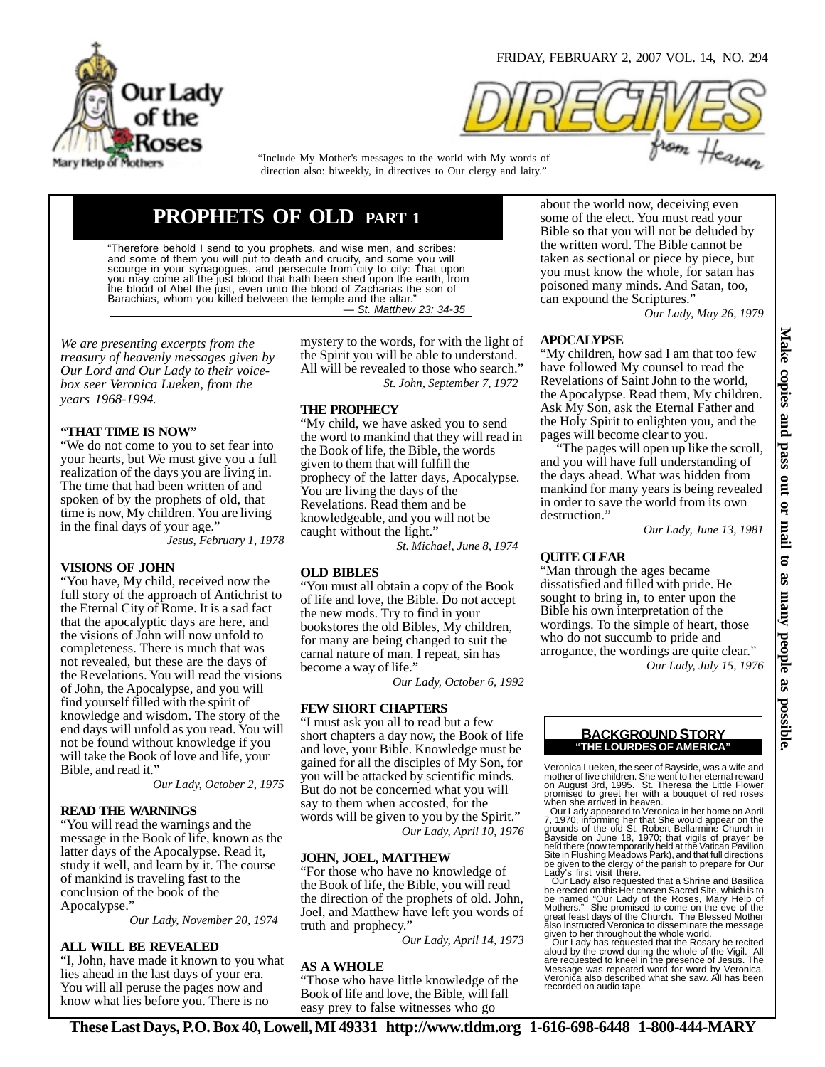FRIDAY, FEBRUARY 2, 2007 VOL. 14, NO. 294

Our Lady of the Roses
Mary Help of Mothers

DIRECTIVES from Heaven

"Include My Mother's messages to the world with My words of direction also: biweekly, in directives to Our clergy and laity."

# PROPHETS OF OLD PART 1

"Therefore behold I send to you prophets, and wise men, and scribes: and some of them you will put to death and crucify, and some you will scourge in your synagogues, and persecute from city to city: That upon you may come all the just blood that hath been shed upon the earth, from the blood of Abel the just, even unto the blood of Zacharias the son of Barachias, whom you killed between the temple and the altar."
*— St. Matthew 23: 34-35*

*We are presenting excerpts from the treasury of heavenly messages given by Our Lord and Our Lady to their voice-box seer Veronica Lueken, from the years 1968-1994.*

**"THAT TIME IS NOW"**

"We do not come to you to set fear into your hearts, but We must give you a full realization of the days you are living in. The time that had been written of and spoken of by the prophets of old, that time is now, My children. You are living in the final days of your age."
*Jesus, February 1, 1978*

**VISIONS OF JOHN**

"You have, My child, received now the full story of the approach of Antichrist to the Eternal City of Rome. It is a sad fact that the apocalyptic days are here, and the visions of John will now unfold to completeness. There is much that was not revealed, but these are the days of the Revelations. You will read the visions of John, the Apocalypse, and you will find yourself filled with the spirit of knowledge and wisdom. The story of the end days will unfold as you read. You will not be found without knowledge if you will take the Book of love and life, your Bible, and read it."
*Our Lady, October 2, 1975*

**READ THE WARNINGS**

"You will read the warnings and the message in the Book of life, known as the latter days of the Apocalypse. Read it, study it well, and learn by it. The course of mankind is traveling fast to the conclusion of the book of the Apocalypse."
*Our Lady, November 20, 1974*

**ALL WILL BE REVEALED**

"I, John, have made it known to you what lies ahead in the last days of your era. You will all peruse the pages now and know what lies before you. There is no mystery to the words, for with the light of the Spirit you will be able to understand. All will be revealed to those who search."
*St. John, September 7, 1972*

**THE PROPHECY**

"My child, we have asked you to send the word to mankind that they will read in the Book of life, the Bible, the words given to them that will fulfill the prophecy of the latter days, Apocalypse. You are living the days of the Revelations. Read them and be knowledgeable, and you will not be caught without the light."
*St. Michael, June 8, 1974*

**OLD BIBLES**

"You must all obtain a copy of the Book of life and love, the Bible. Do not accept the new mods. Try to find in your bookstores the old Bibles, My children, for many are being changed to suit the carnal nature of man. I repeat, sin has become a way of life."
*Our Lady, October 6, 1992*

**FEW SHORT CHAPTERS**

"I must ask you all to read but a few short chapters a day now, the Book of life and love, your Bible. Knowledge must be gained for all the disciples of My Son, for you will be attacked by scientific minds. But do not be concerned what you will say to them when accosted, for the words will be given to you by the Spirit."
*Our Lady, April 10, 1976*

**JOHN, JOEL, MATTHEW**

"For those who have no knowledge of the Book of life, the Bible, you will read the direction of the prophets of old. John, Joel, and Matthew have left you words of truth and prophecy."
*Our Lady, April 14, 1973*

**AS A WHOLE**

"Those who have little knowledge of the Book of life and love, the Bible, will fall easy prey to false witnesses who go about the world now, deceiving even some of the elect. You must read your Bible so that you will not be deluded by the written word. The Bible cannot be taken as sectional or piece by piece, but you must know the whole, for satan has poisoned many minds. And Satan, too, can expound the Scriptures."
*Our Lady, May 26, 1979*

**APOCALYPSE**

"My children, how sad I am that too few have followed My counsel to read the Revelations of Saint John to the world, the Apocalypse. Read them, My children. Ask My Son, ask the Eternal Father and the Holy Spirit to enlighten you, and the pages will become clear to you.

"The pages will open up like the scroll, and you will have full understanding of the days ahead. What was hidden from mankind for many years is being revealed in order to save the world from its own destruction."
*Our Lady, June 13, 1981*

**QUITE CLEAR**

"Man through the ages became dissatisfied and filled with pride. He sought to bring in, to enter upon the Bible his own interpretation of the wordings. To the simple of heart, those who do not succumb to pride and arrogance, the wordings are quite clear."
*Our Lady, July 15, 1976*

**BACKGROUND STORY**
**"THE LOURDES OF AMERICA"**

Veronica Lueken, the seer of Bayside, was a wife and mother of five children. She went to her eternal reward on August 3rd, 1995. St. Theresa the Little Flower promised to greet her with a bouquet of red roses when she arrived in heaven.

Our Lady appeared to Veronica in her home on April 7, 1970, informing her that She would appear on the grounds of the old St. Robert Bellarmine Church in Bayside on June 18, 1970; that vigils of prayer be held there (now temporarily held at the Vatican Pavilion Site in Flushing Meadows Park), and that full directions be given to the clergy of the parish to prepare for Our Lady's first visit there.

Our Lady also requested that a Shrine and Basilica be erected on this Her chosen Sacred Site, which is to be named "Our Lady of the Roses, Mary Help of Mothers." She promised to come on the eve of the great feast days of the Church. The Blessed Mother also instructed Veronica to disseminate the message given to her throughout the whole world.

Our Lady has requested that the Rosary be recited aloud by the crowd during the whole of the Vigil. All are requested to kneel in the presence of Jesus. The Message was repeated word for word by Veronica. Veronica also described what she saw. All has been recorded on audio tape.

**Make copies and pass out or mail to as many people as possible.**

**These Last Days, P.O. Box 40, Lowell, MI 49331 http://www.tldm.org 1-616-698-6448 1-800-444-MARY**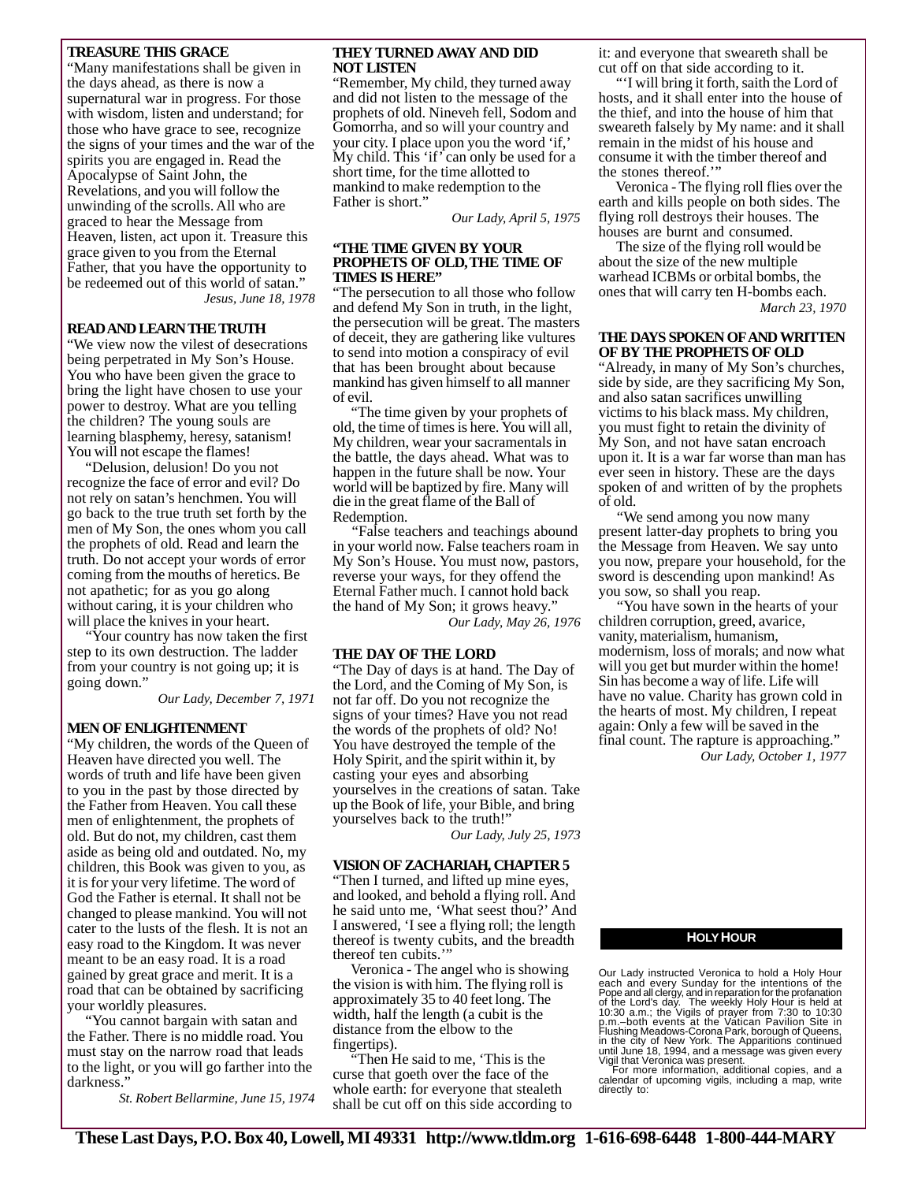## TREASURE THIS GRACE

"Many manifestations shall be given in the days ahead, as there is now a supernatural war in progress. For those with wisdom, listen and understand; for those who have grace to see, recognize the signs of your times and the war of the spirits you are engaged in. Read the Apocalypse of Saint John, the Revelations, and you will follow the unwinding of the scrolls. All who are graced to hear the Message from Heaven, listen, act upon it. Treasure this grace given to you from the Eternal Father, that you have the opportunity to be redeemed out of this world of satan."

*Jesus, June 18, 1978*

## READ AND LEARN THE TRUTH

"We view now the vilest of desecrations being perpetrated in My Son's House. You who have been given the grace to bring the light have chosen to use your power to destroy. What are you telling the children? The young souls are learning blasphemy, heresy, satanism! You will not escape the flames!

"Delusion, delusion! Do you not recognize the face of error and evil? Do not rely on satan's henchmen. You will go back to the true truth set forth by the men of My Son, the ones whom you call the prophets of old. Read and learn the truth. Do not accept your words of error coming from the mouths of heretics. Be not apathetic; for as you go along without caring, it is your children who will place the knives in your heart.

"Your country has now taken the first step to its own destruction. The ladder from your country is not going up; it is going down."

*Our Lady, December 7, 1971*

## MEN OF ENLIGHTENMENT

"My children, the words of the Queen of Heaven have directed you well. The words of truth and life have been given to you in the past by those directed by the Father from Heaven. You call these men of enlightenment, the prophets of old. But do not, my children, cast them aside as being old and outdated. No, my children, this Book was given to you, as it is for your very lifetime. The word of God the Father is eternal. It shall not be changed to please mankind. You will not cater to the lusts of the flesh. It is not an easy road to the Kingdom. It was never meant to be an easy road. It is a road gained by great grace and merit. It is a road that can be obtained by sacrificing your worldly pleasures.

"You cannot bargain with satan and the Father. There is no middle road. You must stay on the narrow road that leads to the light, or you will go farther into the darkness."

*St. Robert Bellarmine, June 15, 1974*

## THEY TURNED AWAY AND DID NOT LISTEN

"Remember, My child, they turned away and did not listen to the message of the prophets of old. Nineveh fell, Sodom and Gomorrha, and so will your country and your city. I place upon you the word 'if,' My child. This 'if' can only be used for a short time, for the time allotted to mankind to make redemption to the Father is short."

*Our Lady, April 5, 1975*

## "THE TIME GIVEN BY YOUR PROPHETS OF OLD, THE TIME OF TIMES IS HERE"

"The persecution to all those who follow and defend My Son in truth, in the light, the persecution will be great. The masters of deceit, they are gathering like vultures to send into motion a conspiracy of evil that has been brought about because mankind has given himself to all manner of evil.

"The time given by your prophets of old, the time of times is here. You will all, My children, wear your sacramentals in the battle, the days ahead. What was to happen in the future shall be now. Your world will be baptized by fire. Many will die in the great flame of the Ball of Redemption.

"False teachers and teachings abound in your world now. False teachers roam in My Son's House. You must now, pastors, reverse your ways, for they offend the Eternal Father much. I cannot hold back the hand of My Son; it grows heavy."

*Our Lady, May 26, 1976*

## THE DAY OF THE LORD

"The Day of days is at hand. The Day of the Lord, and the Coming of My Son, is not far off. Do you not recognize the signs of your times? Have you not read the words of the prophets of old? No! You have destroyed the temple of the Holy Spirit, and the spirit within it, by casting your eyes and absorbing yourselves in the creations of satan. Take up the Book of life, your Bible, and bring yourselves back to the truth!"

*Our Lady, July 25, 1973*

## VISION OF ZACHARIAH, CHAPTER 5

"Then I turned, and lifted up mine eyes, and looked, and behold a flying roll. And he said unto me, 'What seest thou?' And I answered, 'I see a flying roll; the length thereof is twenty cubits, and the breadth thereof ten cubits.'"

Veronica - The angel who is showing the vision is with him. The flying roll is approximately 35 to 40 feet long. The width, half the length (a cubit is the distance from the elbow to the fingertips).

"Then He said to me, 'This is the curse that goeth over the face of the whole earth: for everyone that stealeth shall be cut off on this side according to it: and everyone that sweareth shall be cut off on that side according to it.

"'I will bring it forth, saith the Lord of hosts, and it shall enter into the house of the thief, and into the house of him that sweareth falsely by My name: and it shall remain in the midst of his house and consume it with the timber thereof and the stones thereof.'"

Veronica - The flying roll flies over the earth and kills people on both sides. The flying roll destroys their houses. The houses are burnt and consumed.

The size of the flying roll would be about the size of the new multiple warhead ICBMs or orbital bombs, the ones that will carry ten H-bombs each.

*March 23, 1970*

## THE DAYS SPOKEN OF AND WRITTEN OF BY THE PROPHETS OF OLD

"Already, in many of My Son's churches, side by side, are they sacrificing My Son, and also satan sacrifices unwilling victims to his black mass. My children, you must fight to retain the divinity of My Son, and not have satan encroach upon it. It is a war far worse than man has ever seen in history. These are the days spoken of and written of by the prophets of old.

"We send among you now many present latter-day prophets to bring you the Message from Heaven. We say unto you now, prepare your household, for the sword is descending upon mankind! As you sow, so shall you reap.

"You have sown in the hearts of your children corruption, greed, avarice, vanity, materialism, humanism, modernism, loss of morals; and now what will you get but murder within the home! Sin has become a way of life. Life will have no value. Charity has grown cold in the hearts of most. My children, I repeat again: Only a few will be saved in the final count. The rapture is approaching."

*Our Lady, October 1, 1977*

## HOLY HOUR

Our Lady instructed Veronica to hold a Holy Hour each and every Sunday for the intentions of the Pope and all clergy, and in reparation for the profanation of the Lord's day. The weekly Holy Hour is held at 10:30 a.m.; the Vigils of prayer from 7:30 to 10:30 p.m.–both events at the Vatican Pavilion Site in Flushing Meadows-Corona Park, borough of Queens, in the city of New York. The Apparitions continued until June 18, 1994, and a message was given every Vigil that Veronica was present.

For more information, additional copies, and a calendar of upcoming vigils, including a map, write directly to:

**These Last Days, P.O. Box 40, Lowell, MI 49331 http://www.tldm.org 1-616-698-6448 1-800-444-MARY**